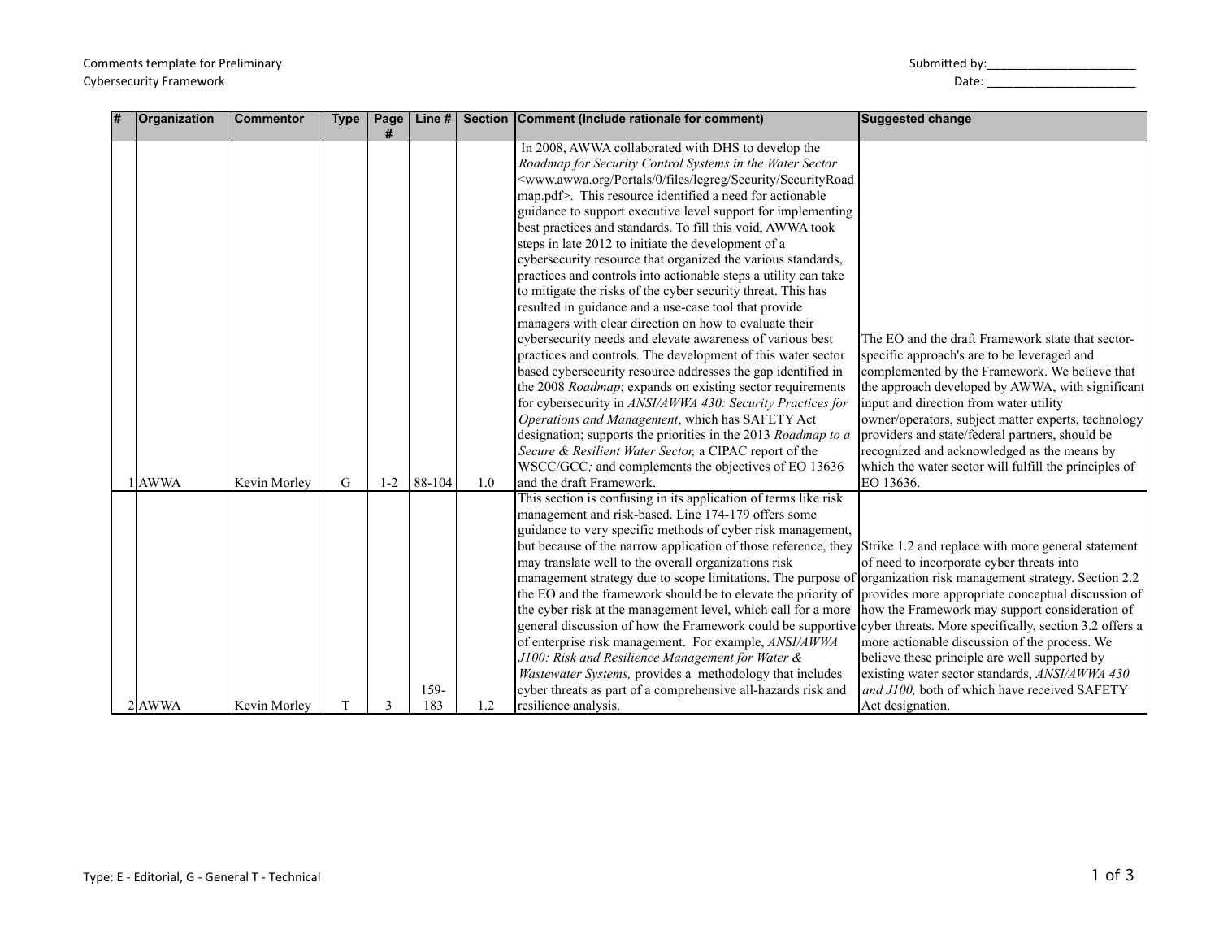Comments template for Preliminary Cybersecurity Framework

Submitted by:______________________

Date: ______________________

| # | Organization | Commentor | Type | Page # | Line # | Section | Comment (Include rationale for comment) | Suggested change |
|---|---|---|---|---|---|---|---|---|
| 1 | AWWA | Kevin Morley | G | 1-2 | 88-104 | 1.0 | In 2008, AWWA collaborated with DHS to develop the *Roadmap for Security Control Systems in the Water Sector* <www.awwa.org/Portals/0/files/legreg/Security/SecurityRoadmap.pdf>. This resource identified a need for actionable guidance to support executive level support for implementing best practices and standards. To fill this void, AWWA took steps in late 2012 to initiate the development of a cybersecurity resource that organized the various standards, practices and controls into actionable steps a utility can take to mitigate the risks of the cyber security threat. This has resulted in guidance and a use-case tool that provide managers with clear direction on how to evaluate their cybersecurity needs and elevate awareness of various best practices and controls. The development of this water sector based cybersecurity resource addresses the gap identified in the 2008 *Roadmap*; expands on existing sector requirements for cybersecurity in *ANSI/AWWA 430: Security Practices for Operations and Management*, which has SAFETY Act designation; supports the priorities in the 2013 *Roadmap to a Secure & Resilient Water Sector,* a CIPAC report of the WSCC/GCC*;* and complements the objectives of EO 13636 and the draft Framework. | The EO and the draft Framework state that sector-specific approach's are to be leveraged and complemented by the Framework. We believe that the approach developed by AWWA, with significant input and direction from water utility owner/operators, subject matter experts, technology providers and state/federal partners, should be recognized and acknowledged as the means by which the water sector will fulfill the principles of EO 13636. |
| 2 | AWWA | Kevin Morley | T | 3 | 159-183 | 1.2 | This section is confusing in its application of terms like risk management and risk-based. Line 174-179 offers some guidance to very specific methods of cyber risk management, but because of the narrow application of those reference, they may translate well to the overall organizations risk management strategy due to scope limitations. The purpose of the EO and the framework should be to elevate the priority of the cyber risk at the management level, which call for a more general discussion of how the Framework could be supportive of enterprise risk management. For example, *ANSI/AWWA J100: Risk and Resilience Management for Water & Wastewater Systems,* provides a methodology that includes cyber threats as part of a comprehensive all-hazards risk and resilience analysis. | Strike 1.2 and replace with more general statement of need to incorporate cyber threats into organization risk management strategy. Section 2.2 provides more appropriate conceptual discussion of how the Framework may support consideration of cyber threats. More specifically, section 3.2 offers a more actionable discussion of the process. We believe these principle are well supported by existing water sector standards, *ANSI/AWWA 430 and J100,* both of which have received SAFETY Act designation. |

Type: E - Editorial, G - General T - Technical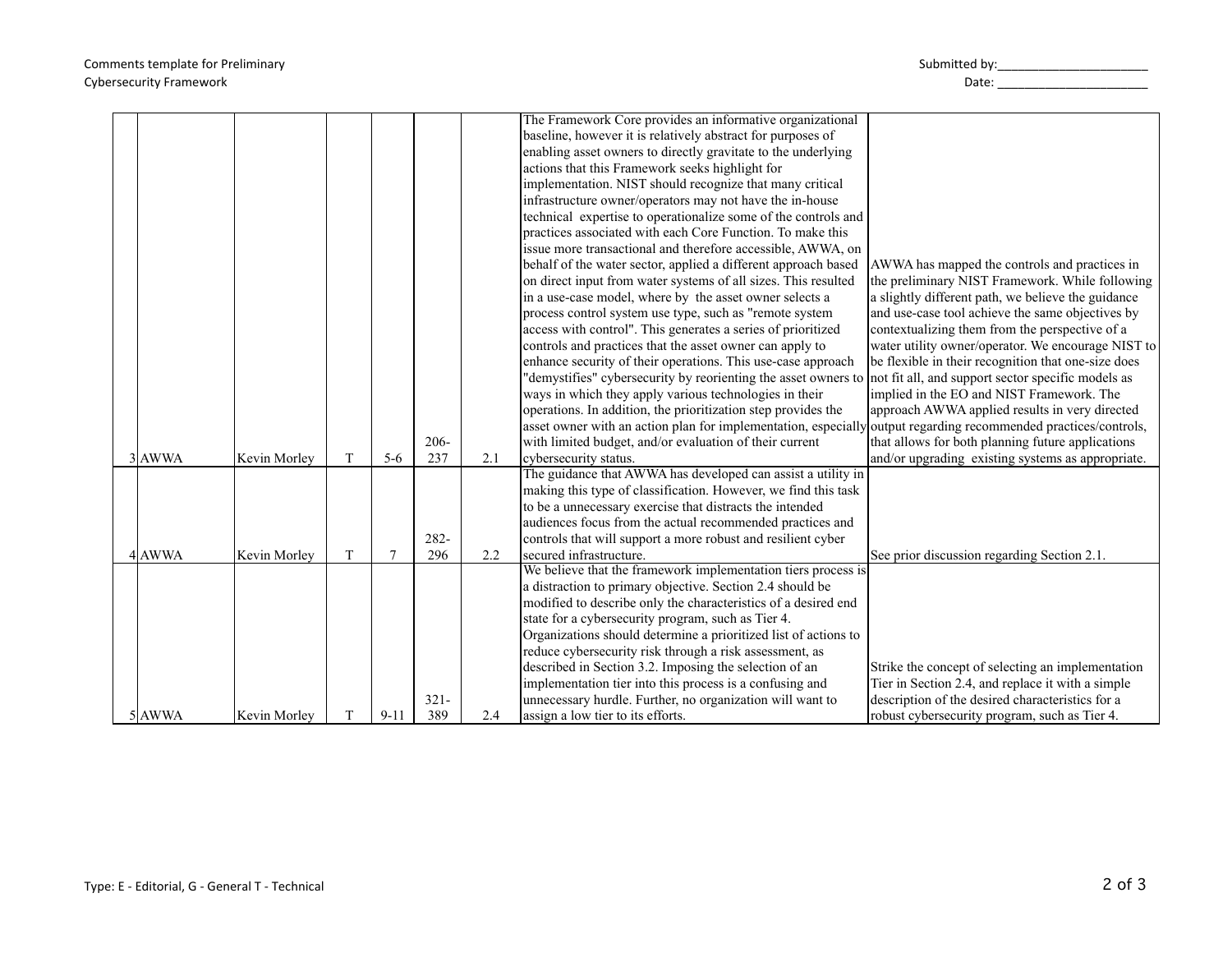Comments template for Preliminary Cybersecurity Framework

Submitted by:______________________

Date: ______________________

| | | | | | | | | |
|---|---|---|---|---|---|---|---|---|
| 3 | AWWA | Kevin Morley | T | 5-6 | 206-237 | 2.1 | The Framework Core provides an informative organizational baseline, however it is relatively abstract for purposes of enabling asset owners to directly gravitate to the underlying actions that this Framework seeks highlight for implementation. NIST should recognize that many critical infrastructure owner/operators may not have the in-house technical expertise to operationalize some of the controls and practices associated with each Core Function. To make this issue more transactional and therefore accessible, AWWA, on behalf of the water sector, applied a different approach based on direct input from water systems of all sizes. This resulted in a use-case model, where by the asset owner selects a process control system use type, such as "remote system access with control". This generates a series of prioritized controls and practices that the asset owner can apply to enhance security of their operations. This use-case approach "demystifies" cybersecurity by reorienting the asset owners to ways in which they apply various technologies in their operations. In addition, the prioritization step provides the asset owner with an action plan for implementation, especially with limited budget, and/or evaluation of their current cybersecurity status. | AWWA has mapped the controls and practices in the preliminary NIST Framework. While following a slightly different path, we believe the guidance and use-case tool achieve the same objectives by contextualizing them from the perspective of a water utility owner/operator. We encourage NIST to be flexible in their recognition that one-size does not fit all, and support sector specific models as implied in the EO and NIST Framework. The approach AWWA applied results in very directed output regarding recommended practices/controls, that allows for both planning future applications and/or upgrading existing systems as appropriate. |
| 4 | AWWA | Kevin Morley | T | 7 | 282-296 | 2.2 | The guidance that AWWA has developed can assist a utility in making this type of classification. However, we find this task to be a unnecessary exercise that distracts the intended audiences focus from the actual recommended practices and controls that will support a more robust and resilient cyber secured infrastructure. | See prior discussion regarding Section 2.1. |
| 5 | AWWA | Kevin Morley | T | 9-11 | 321-389 | 2.4 | We believe that the framework implementation tiers process is a distraction to primary objective. Section 2.4 should be modified to describe only the characteristics of a desired end state for a cybersecurity program, such as Tier 4. Organizations should determine a prioritized list of actions to reduce cybersecurity risk through a risk assessment, as described in Section 3.2. Imposing the selection of an implementation tier into this process is a confusing and unnecessary hurdle. Further, no organization will want to assign a low tier to its efforts. | Strike the concept of selecting an implementation Tier in Section 2.4, and replace it with a simple description of the desired characteristics for a robust cybersecurity program, such as Tier 4. |

Type: E - Editorial, G - General T - Technical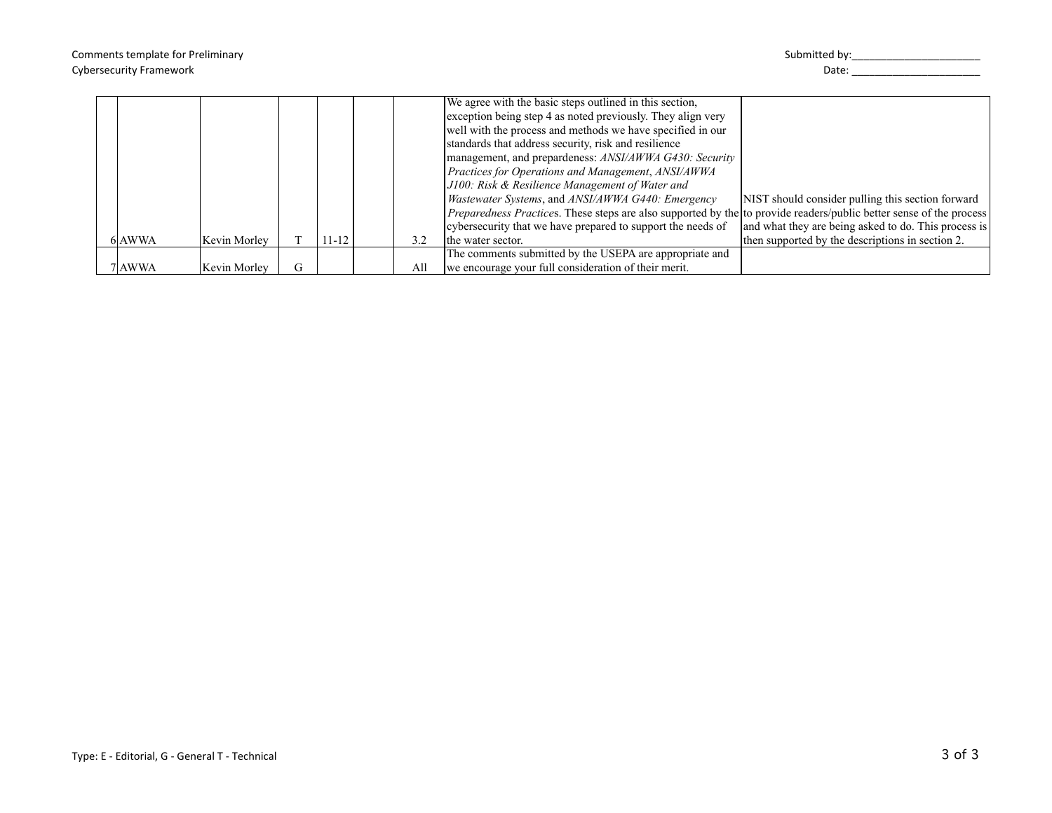Comments template for Preliminary
Cybersecurity Framework

Submitted by:______________________
Date: ______________________

| | | | | | | | | |
|---|---|---|---|---|---|---|---|---|
| 6 | AWWA | Kevin Morley | T | 11-12 | | 3.2 | We agree with the basic steps outlined in this section, exception being step 4 as noted previously. They align very well with the process and methods we have specified in our standards that address security, risk and resilience management, and prepardeness: *ANSI/AWWA G430: Security Practices for Operations and Management*, *ANSI/AWWA J100: Risk & Resilience Management of Water and Wastewater Systems*, and *ANSI/AWWA G440: Emergency Preparedness Practice*s. These steps are also supported by the cybersecurity that we have prepared to support the needs of the water sector. | NIST should consider pulling this section forward to provide readers/public better sense of the process and what they are being asked to do. This process is then supported by the descriptions in section 2. |
| 7 | AWWA | Kevin Morley | G | | | All | The comments submitted by the USEPA are appropriate and we encourage your full consideration of their merit. | |

Type: E - Editorial, G - General T - Technical